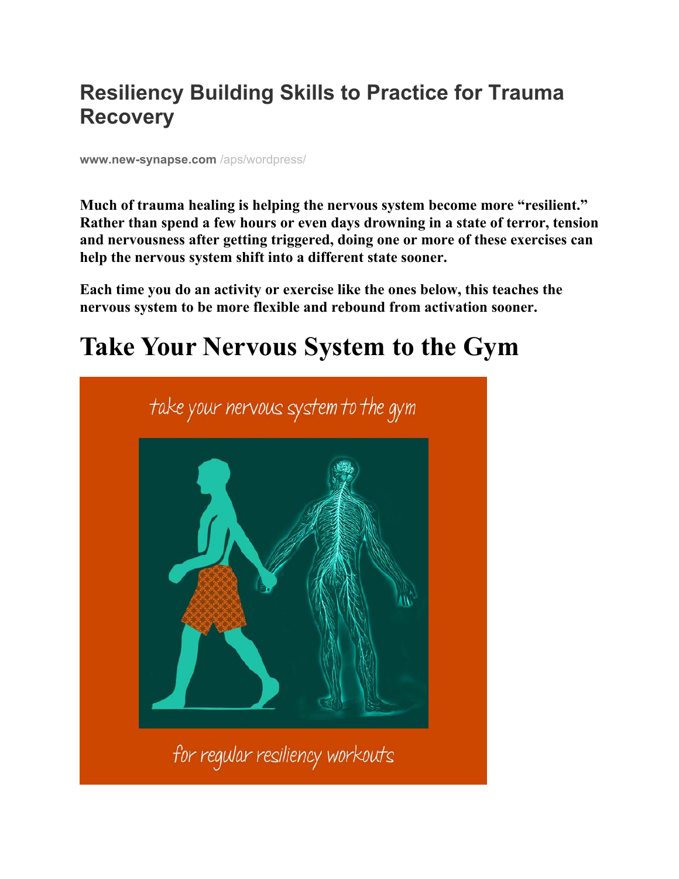# Resiliency Building Skills to Practice for Trauma Recovery

www.new-synapse.com /aps/wordpress/

**Much of trauma healing is helping the nervous system become more "resilient." Rather than spend a few hours or even days drowning in a state of terror, tension and nervousness after getting triggered, doing one or more of these exercises can help the nervous system shift into a different state sooner.**

**Each time you do an activity or exercise like the ones below, this teaches the nervous system to be more flexible and rebound from activation sooner.**

# Take Your Nervous System to the Gym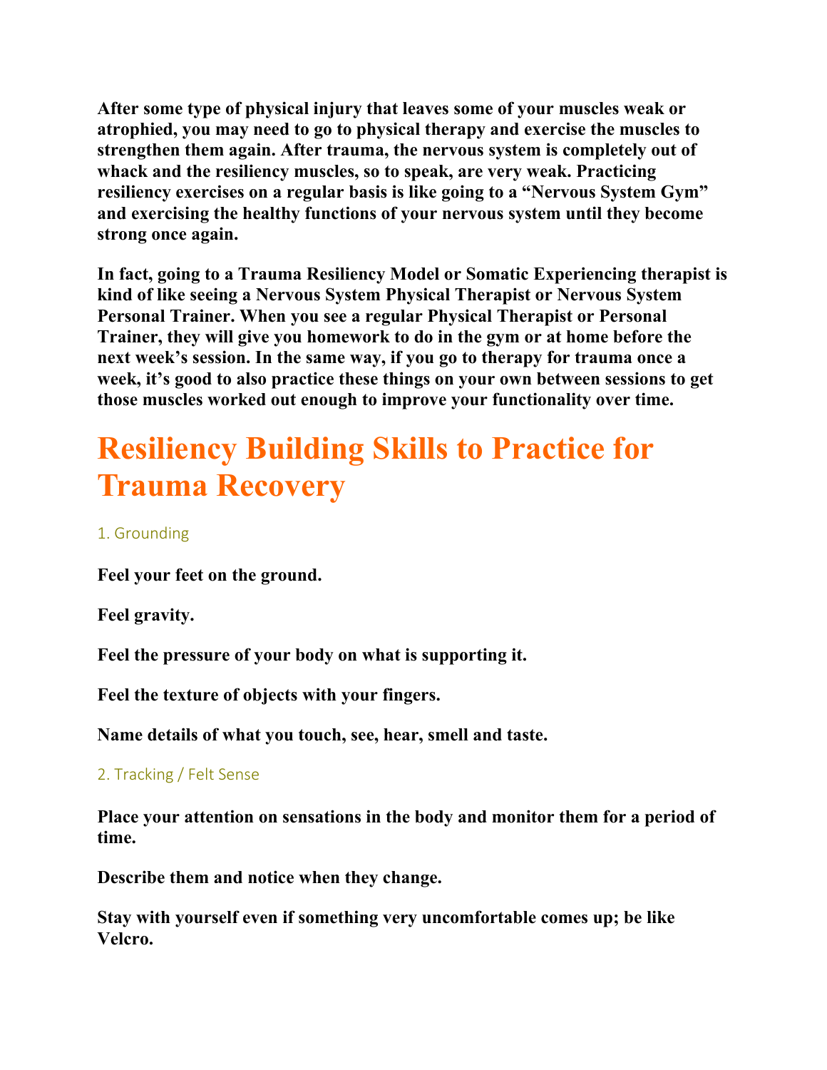**After some type of physical injury that leaves some of your muscles weak or atrophied, you may need to go to physical therapy and exercise the muscles to strengthen them again. After trauma, the nervous system is completely out of whack and the resiliency muscles, so to speak, are very weak. Practicing resiliency exercises on a regular basis is like going to a "Nervous System Gym" and exercising the healthy functions of your nervous system until they become strong once again.**

**In fact, going to a Trauma Resiliency Model or Somatic Experiencing therapist is kind of like seeing a Nervous System Physical Therapist or Nervous System Personal Trainer. When you see a regular Physical Therapist or Personal Trainer, they will give you homework to do in the gym or at home before the next week's session. In the same way, if you go to therapy for trauma once a week, it's good to also practice these things on your own between sessions to get those muscles worked out enough to improve your functionality over time.**

# Resiliency Building Skills to Practice for Trauma Recovery

### 1. Grounding

**Feel your feet on the ground.**

**Feel gravity.**

**Feel the pressure of your body on what is supporting it.**

**Feel the texture of objects with your fingers.**

**Name details of what you touch, see, hear, smell and taste.**

### 2. Tracking / Felt Sense

**Place your attention on sensations in the body and monitor them for a period of time.**

**Describe them and notice when they change.**

**Stay with yourself even if something very uncomfortable comes up; be like Velcro.**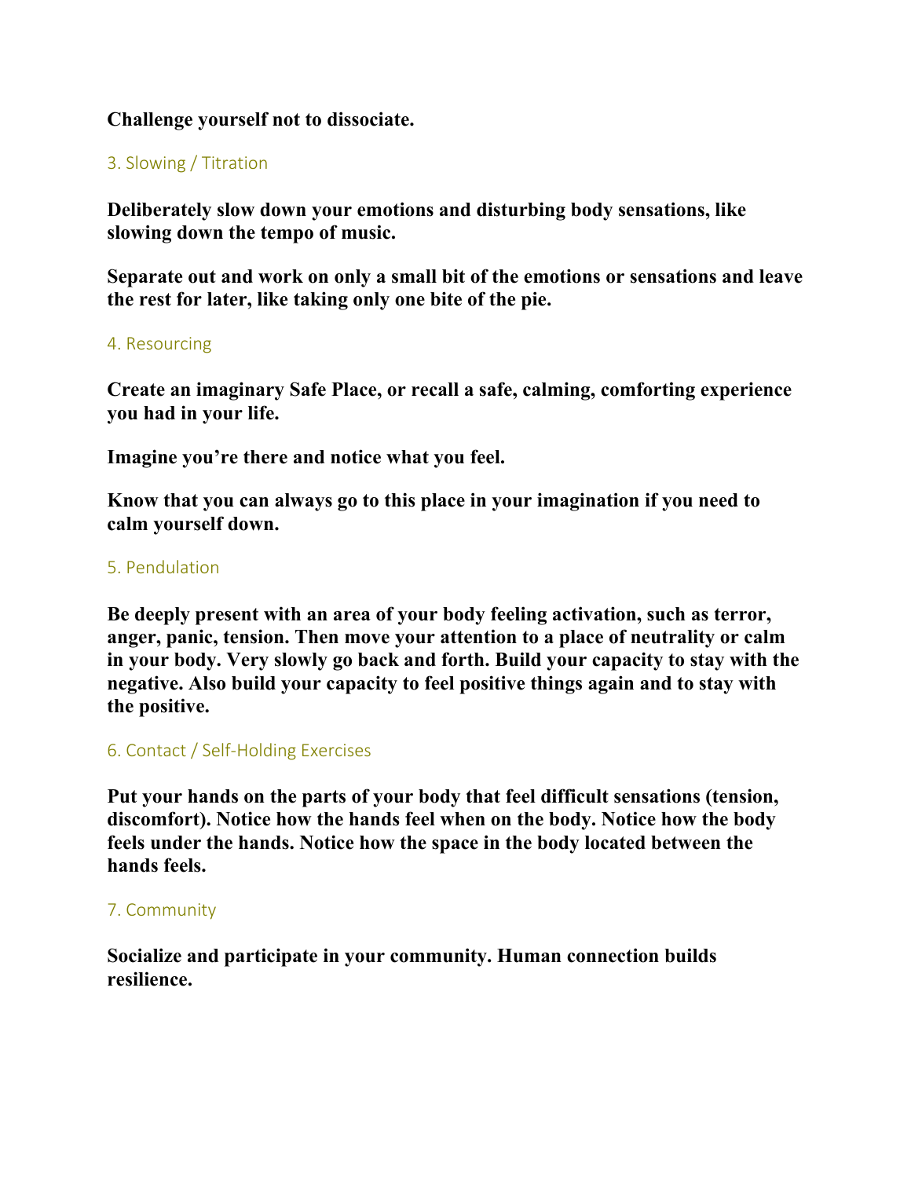**Challenge yourself not to dissociate.**

### 3. Slowing / Titration

**Deliberately slow down your emotions and disturbing body sensations, like slowing down the tempo of music.**

**Separate out and work on only a small bit of the emotions or sensations and leave the rest for later, like taking only one bite of the pie.**

### 4. Resourcing

**Create an imaginary Safe Place, or recall a safe, calming, comforting experience you had in your life.**

**Imagine you're there and notice what you feel.**

**Know that you can always go to this place in your imagination if you need to calm yourself down.**

### 5. Pendulation

**Be deeply present with an area of your body feeling activation, such as terror, anger, panic, tension. Then move your attention to a place of neutrality or calm in your body. Very slowly go back and forth. Build your capacity to stay with the negative. Also build your capacity to feel positive things again and to stay with the positive.**

### 6. Contact / Self-Holding Exercises

**Put your hands on the parts of your body that feel difficult sensations (tension, discomfort). Notice how the hands feel when on the body. Notice how the body feels under the hands. Notice how the space in the body located between the hands feels.**

### 7. Community

**Socialize and participate in your community. Human connection builds resilience.**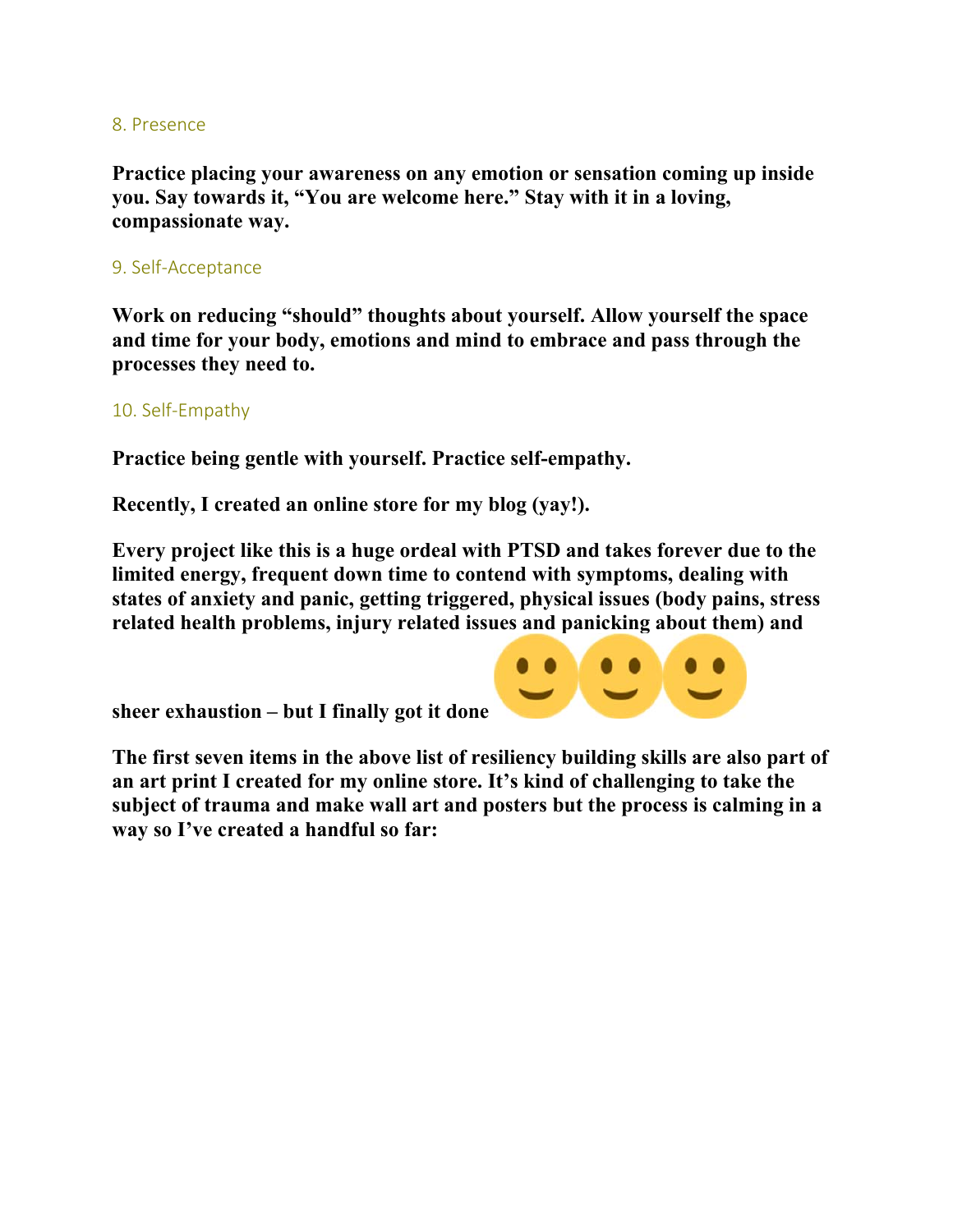### 8. Presence

**Practice placing your awareness on any emotion or sensation coming up inside you. Say towards it, "You are welcome here." Stay with it in a loving, compassionate way.**

### 9. Self-Acceptance

**Work on reducing "should" thoughts about yourself. Allow yourself the space and time for your body, emotions and mind to embrace and pass through the processes they need to.**

### 10. Self-Empathy

**Practice being gentle with yourself. Practice self-empathy.**

**Recently, I created an online store for my blog (yay!).**

**Every project like this is a huge ordeal with PTSD and takes forever due to the limited energy, frequent down time to contend with symptoms, dealing with states of anxiety and panic, getting triggered, physical issues (body pains, stress related health problems, injury related issues and panicking about them) and sheer exhaustion – but I finally got it done 🙂🙂🙂**

**The first seven items in the above list of resiliency building skills are also part of an art print I created for my online store. It's kind of challenging to take the subject of trauma and make wall art and posters but the process is calming in a way so I've created a handful so far:**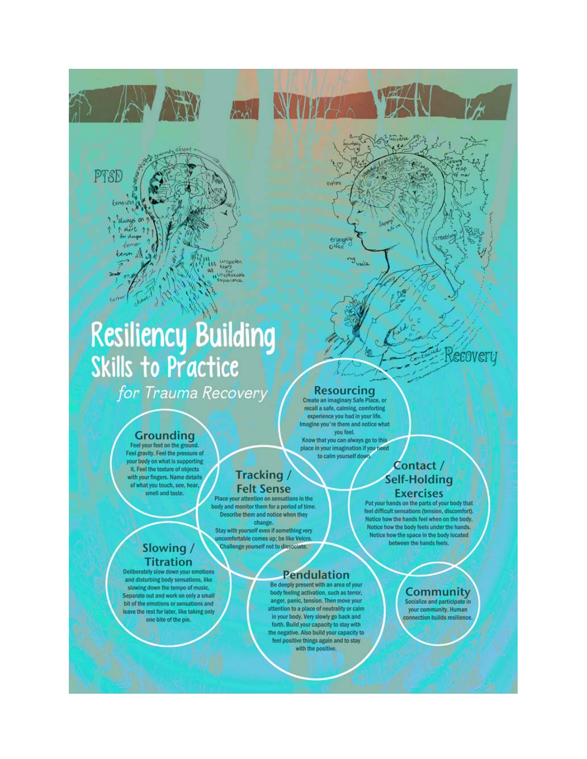PTSD

Recovery

# Resiliency Building Skills to Practice

*for Trauma Recovery*

## Resourcing

Create an imaginary Safe Place, or recall a safe, calming, comforting experience you had in your life. Imagine you're there and notice what you feel.
Know that you can always go to this place in your imagination if you need to calm yourself down.

## Grounding

Feel your feet on the ground. Feel gravity. Feel the pressure of your body on what is supporting it. Feel the texture of objects with your fingers. Name details of what you touch, see, hear, smell and taste.

## Tracking / Felt Sense

Place your attention on sensations in the body and monitor them for a period of time. Describe them and notice when they change.
Stay with yourself even if something very uncomfortable comes up; be like Velcro. Challenge yourself not to dissociate.

## Contact / Self-Holding Exercises

Put your hands on the parts of your body that feel difficult sensations (tension, discomfort). Notice how the hands feel when on the body. Notice how the body feels under the hands. Notice how the space in the body located between the hands feels.

## Slowing / Titration

Deliberately slow down your emotions and disturbing body sensations, like slowing down the tempo of music. Separate out and work on only a small bit of the emotions or sensations and leave the rest for later, like taking only one bite of the pie.

## Pendulation

Be deeply present with an area of your body feeling activation, such as terror, anger, panic, tension. Then move your attention to a place of neutrality or calm in your body. Very slowly go back and forth. Build your capacity to stay with the negative. Also build your capacity to feel positive things again and to stay with the positive.

## Community

Socialize and participate in your community. Human connection builds resilience.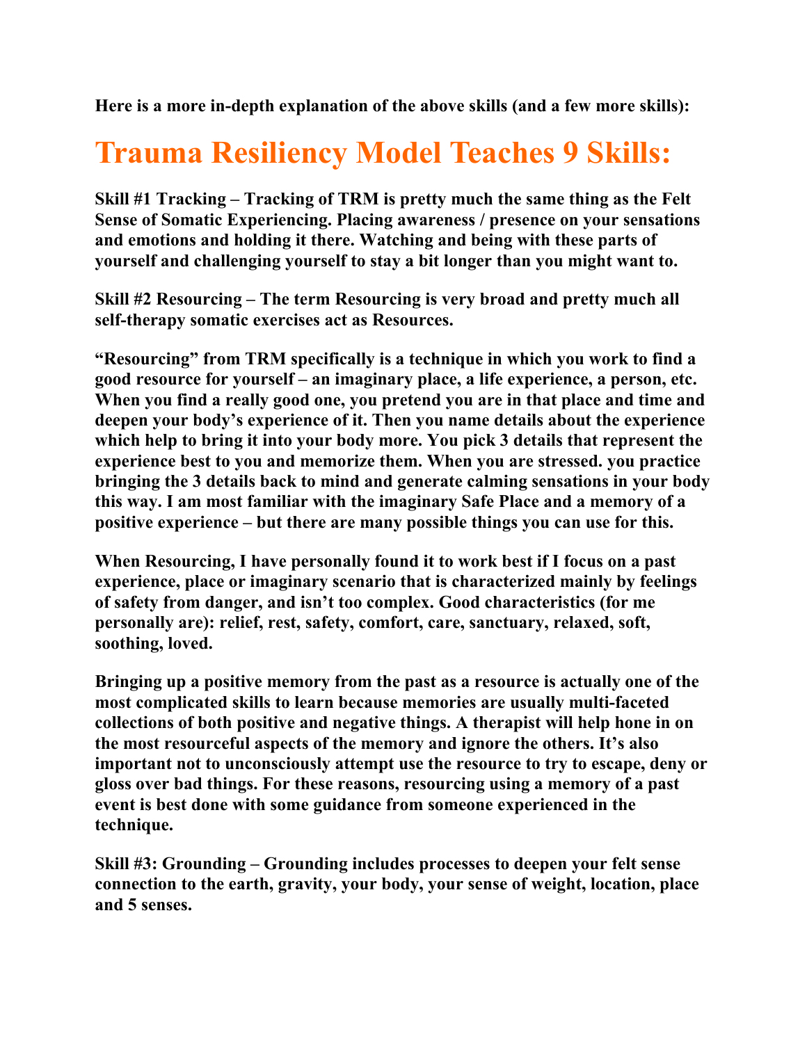**Here is a more in-depth explanation of the above skills (and a few more skills):**

# Trauma Resiliency Model Teaches 9 Skills:

**Skill #1 Tracking – Tracking of TRM is pretty much the same thing as the Felt Sense of Somatic Experiencing. Placing awareness / presence on your sensations and emotions and holding it there. Watching and being with these parts of yourself and challenging yourself to stay a bit longer than you might want to.**

**Skill #2 Resourcing – The term Resourcing is very broad and pretty much all self-therapy somatic exercises act as Resources.**

**"Resourcing" from TRM specifically is a technique in which you work to find a good resource for yourself – an imaginary place, a life experience, a person, etc. When you find a really good one, you pretend you are in that place and time and deepen your body's experience of it. Then you name details about the experience which help to bring it into your body more. You pick 3 details that represent the experience best to you and memorize them. When you are stressed. you practice bringing the 3 details back to mind and generate calming sensations in your body this way. I am most familiar with the imaginary Safe Place and a memory of a positive experience – but there are many possible things you can use for this.**

**When Resourcing, I have personally found it to work best if I focus on a past experience, place or imaginary scenario that is characterized mainly by feelings of safety from danger, and isn't too complex. Good characteristics (for me personally are): relief, rest, safety, comfort, care, sanctuary, relaxed, soft, soothing, loved.**

**Bringing up a positive memory from the past as a resource is actually one of the most complicated skills to learn because memories are usually multi-faceted collections of both positive and negative things. A therapist will help hone in on the most resourceful aspects of the memory and ignore the others. It's also important not to unconsciously attempt use the resource to try to escape, deny or gloss over bad things. For these reasons, resourcing using a memory of a past event is best done with some guidance from someone experienced in the technique.**

**Skill #3: Grounding – Grounding includes processes to deepen your felt sense connection to the earth, gravity, your body, your sense of weight, location, place and 5 senses.**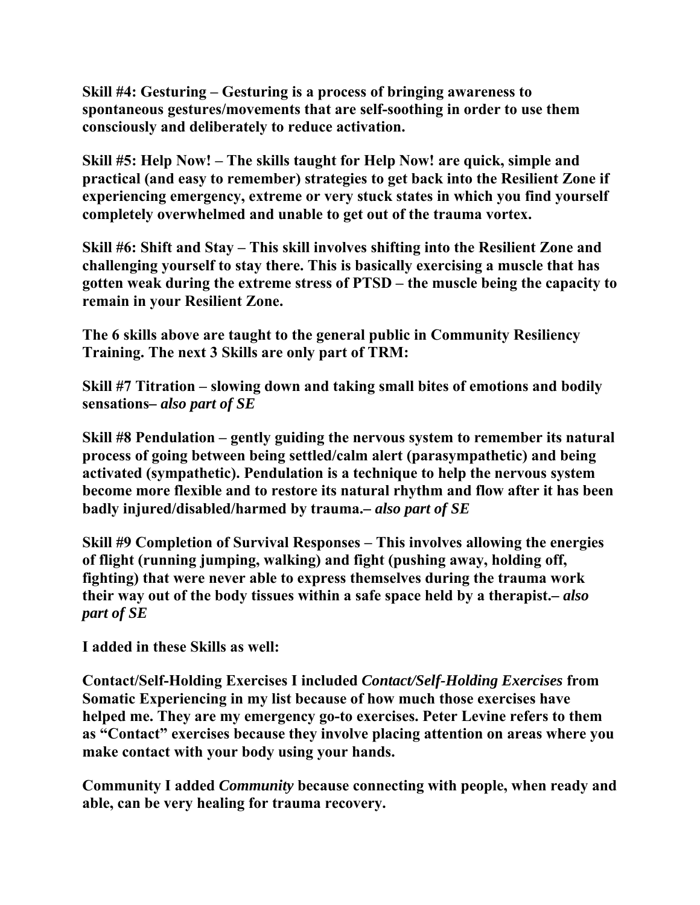**Skill #4: Gesturing – Gesturing is a process of bringing awareness to spontaneous gestures/movements that are self-soothing in order to use them consciously and deliberately to reduce activation.**

**Skill #5: Help Now! – The skills taught for Help Now! are quick, simple and practical (and easy to remember) strategies to get back into the Resilient Zone if experiencing emergency, extreme or very stuck states in which you find yourself completely overwhelmed and unable to get out of the trauma vortex.**

**Skill #6: Shift and Stay – This skill involves shifting into the Resilient Zone and challenging yourself to stay there. This is basically exercising a muscle that has gotten weak during the extreme stress of PTSD – the muscle being the capacity to remain in your Resilient Zone.**

**The 6 skills above are taught to the general public in Community Resiliency Training. The next 3 Skills are only part of TRM:**

**Skill #7 Titration – slowing down and taking small bites of emotions and bodily sensations–** ***also part of SE***

**Skill #8 Pendulation – gently guiding the nervous system to remember its natural process of going between being settled/calm alert (parasympathetic) and being activated (sympathetic). Pendulation is a technique to help the nervous system become more flexible and to restore its natural rhythm and flow after it has been badly injured/disabled/harmed by trauma.–** ***also part of SE***

**Skill #9 Completion of Survival Responses – This involves allowing the energies of flight (running jumping, walking) and fight (pushing away, holding off, fighting) that were never able to express themselves during the trauma work their way out of the body tissues within a safe space held by a therapist.–** ***also part of SE***

**I added in these Skills as well:**

**Contact/Self-Holding Exercises I included** ***Contact/Self-Holding Exercises*** **from Somatic Experiencing in my list because of how much those exercises have helped me. They are my emergency go-to exercises. Peter Levine refers to them as "Contact" exercises because they involve placing attention on areas where you make contact with your body using your hands.**

**Community I added** ***Community*** **because connecting with people, when ready and able, can be very healing for trauma recovery.**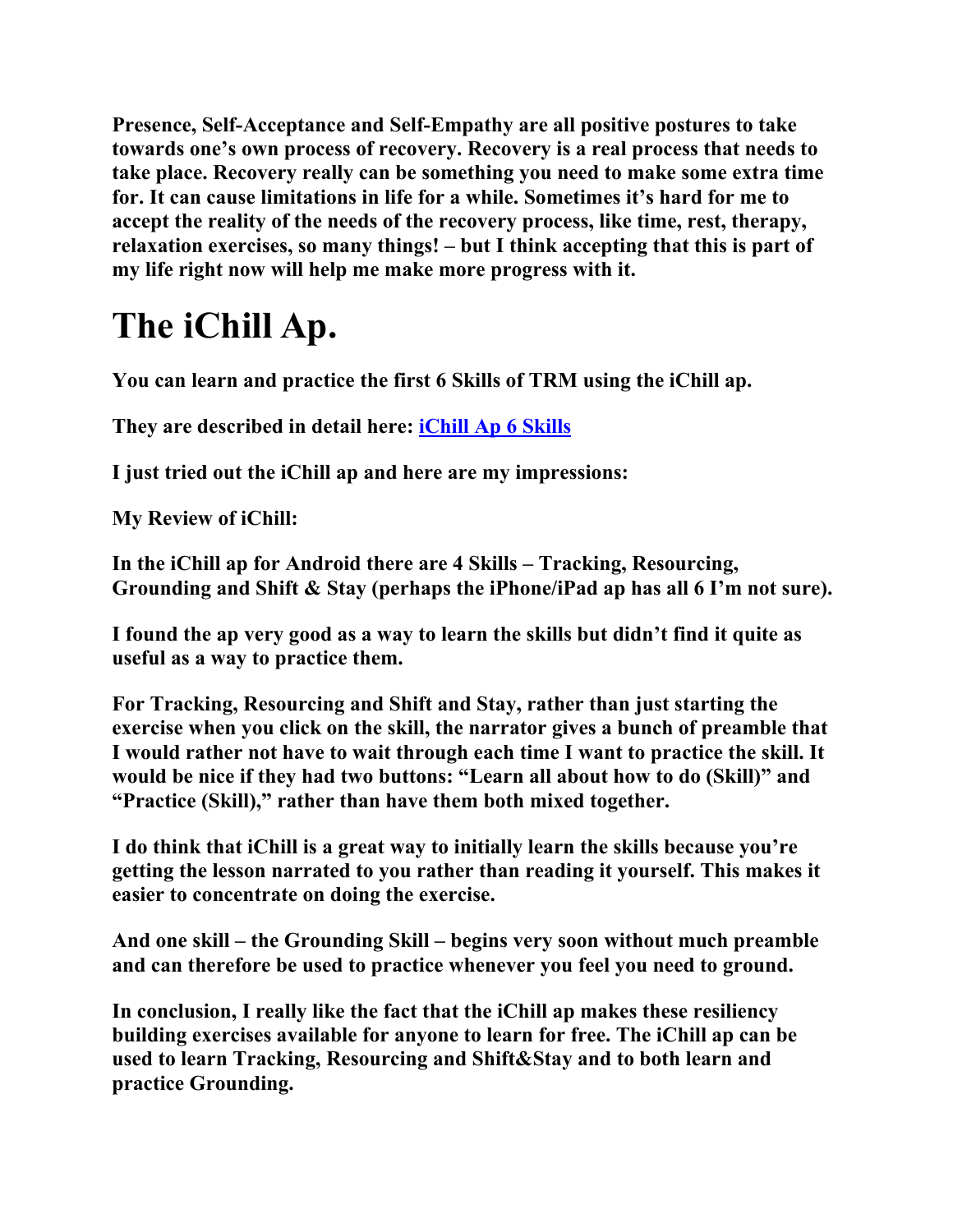**Presence, Self-Acceptance and Self-Empathy are all positive postures to take towards one's own process of recovery. Recovery is a real process that needs to take place. Recovery really can be something you need to make some extra time for. It can cause limitations in life for a while. Sometimes it's hard for me to accept the reality of the needs of the recovery process, like time, rest, therapy, relaxation exercises, so many things! – but I think accepting that this is part of my life right now will help me make more progress with it.**

# The iChill Ap.

**You can learn and practice the first 6 Skills of TRM using the iChill ap.**

**They are described in detail here: iChill Ap 6 Skills**

**I just tried out the iChill ap and here are my impressions:**

**My Review of iChill:**

**In the iChill ap for Android there are 4 Skills – Tracking, Resourcing, Grounding and Shift & Stay (perhaps the iPhone/iPad ap has all 6 I'm not sure).**

**I found the ap very good as a way to learn the skills but didn't find it quite as useful as a way to practice them.**

**For Tracking, Resourcing and Shift and Stay, rather than just starting the exercise when you click on the skill, the narrator gives a bunch of preamble that I would rather not have to wait through each time I want to practice the skill. It would be nice if they had two buttons: "Learn all about how to do (Skill)" and "Practice (Skill)," rather than have them both mixed together.**

**I do think that iChill is a great way to initially learn the skills because you're getting the lesson narrated to you rather than reading it yourself. This makes it easier to concentrate on doing the exercise.**

**And one skill – the Grounding Skill – begins very soon without much preamble and can therefore be used to practice whenever you feel you need to ground.**

**In conclusion, I really like the fact that the iChill ap makes these resiliency building exercises available for anyone to learn for free. The iChill ap can be used to learn Tracking, Resourcing and Shift&Stay and to both learn and practice Grounding.**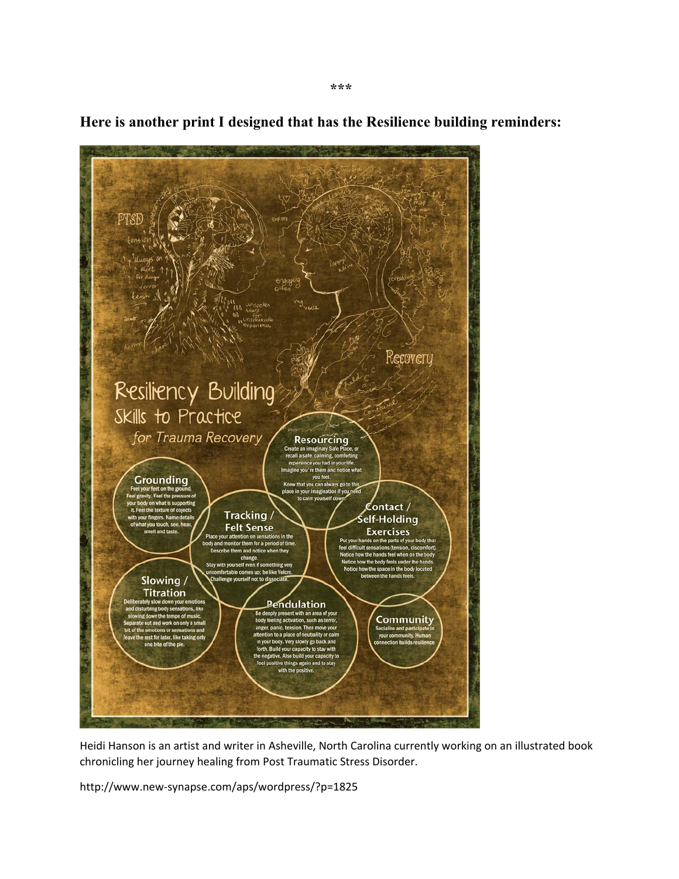***

**Here is another print I designed that has the Resilience building reminders:**

PTSD

Recovery

# Resiliency Building
## Skills to Practice
*for Trauma Recovery*

**Resourcing**
Create an imaginary Safe Place, or recall a safe, calming, comforting experience you had in your life. Imagine you're there and notice what you feel. Know that you can always go to this place in your imagination if you need to calm yourself down.

**Grounding**
Feel your feet on the ground. Feel gravity. Feel the pressure of your body on what is supporting it. Feel the texture of objects with your fingers. Name details of what you touch, see, hear, smell and taste.

**Tracking / Felt Sense**
Place your attention on sensations in the body and monitor them for a period of time. Describe them and notice when they change. Stay with yourself even if something very uncomfortable comes up; be like Velcro. Challenge yourself not to dissociate.

**Contact / Self-Holding Exercises**
Put your hands on the parts of your body that feel difficult sensations (tension, discomfort). Notice how the hands feel when on the body. Notice how the body feels under the hands. Notice how the space in the body located between the hands feels.

**Slowing / Titration**
Deliberately slow down your emotions and disturbing body sensations, like slowing down the tempo of music. Separate out and work on only a small bit of the emotions or sensations and leave the rest for later, like taking only one bite of the pie.

**Pendulation**
Be deeply present with an area of your body feeling activation, such as terror, anger, panic, tension. Then move your attention to a place of neutrality or calm in your body. Very slowly go back and forth. Build your capacity to stay with the negative. Also build your capacity to feel positive things again and to stay with the positive.

**Community**
Socialize and participate in your community. Human connection builds resilience.

Heidi Hanson is an artist and writer in Asheville, North Carolina currently working on an illustrated book chronicling her journey healing from Post Traumatic Stress Disorder.

http://www.new-synapse.com/aps/wordpress/?p=1825